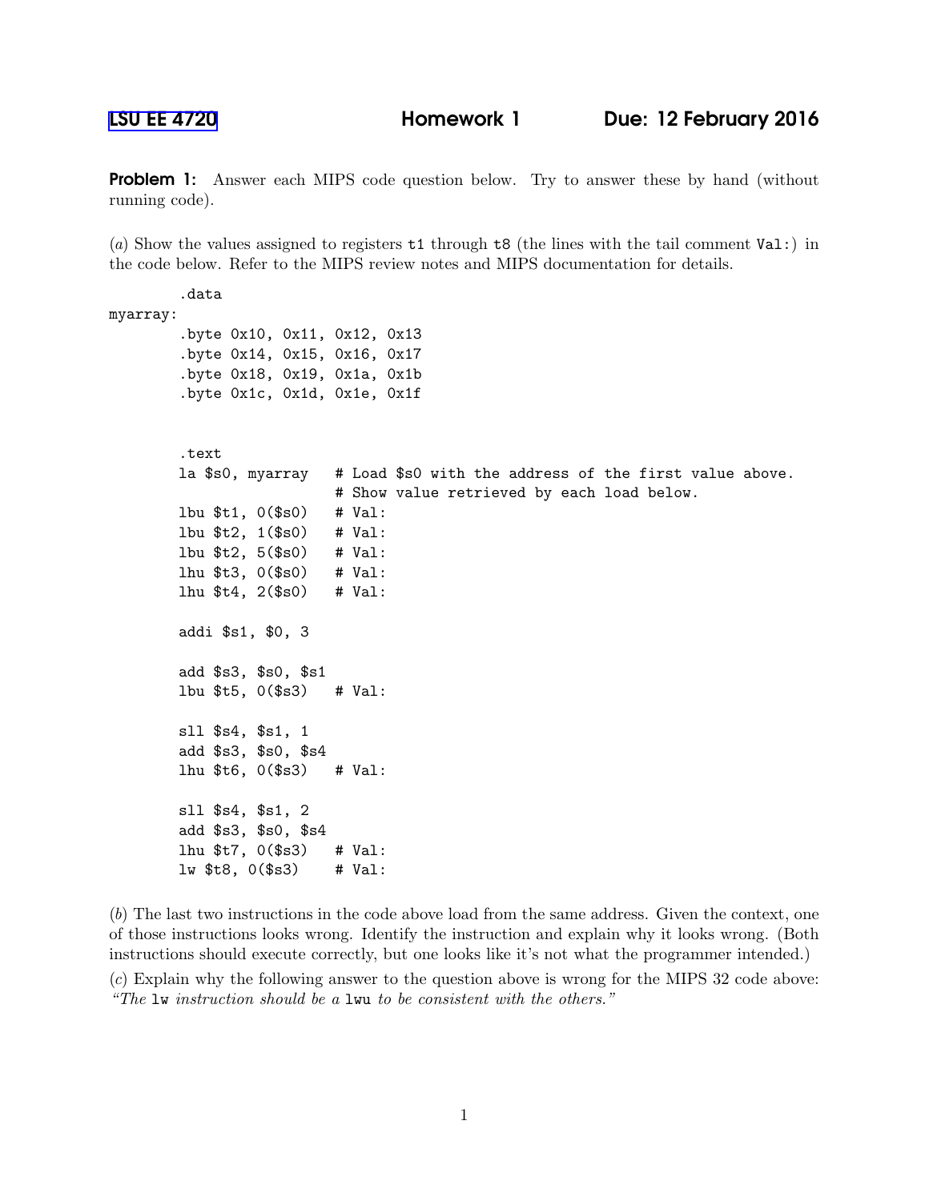LSU EE 4720 **Homework 1** **Due: 12 February 2016**

**Problem 1:** Answer each MIPS code question below. Try to answer these by hand (without running code).

(*a*) Show the values assigned to registers t1 through t8 (the lines with the tail comment `Val:`) in the code below. Refer to the MIPS review notes and MIPS documentation for details.

```
        .data
myarray:
        .byte 0x10, 0x11, 0x12, 0x13
        .byte 0x14, 0x15, 0x16, 0x17
        .byte 0x18, 0x19, 0x1a, 0x1b
        .byte 0x1c, 0x1d, 0x1e, 0x1f


        .text
        la $s0, myarray   # Load $s0 with the address of the first value above.
                          # Show value retrieved by each load below.
        lbu $t1, 0($s0)   # Val:
        lbu $t2, 1($s0)   # Val:
        lbu $t2, 5($s0)   # Val:
        lhu $t3, 0($s0)   # Val:
        lhu $t4, 2($s0)   # Val:

        addi $s1, $0, 3

        add $s3, $s0, $s1
        lbu $t5, 0($s3)   # Val:

        sll $s4, $s1, 1
        add $s3, $s0, $s4
        lhu $t6, 0($s3)   # Val:

        sll $s4, $s1, 2
        add $s3, $s0, $s4
        lhu $t7, 0($s3)   # Val:
        lw $t8, 0($s3)    # Val:
```

(*b*) The last two instructions in the code above load from the same address. Given the context, one of those instructions looks wrong. Identify the instruction and explain why it looks wrong. (Both instructions should execute correctly, but one looks like it's not what the programmer intended.)

(*c*) Explain why the following answer to the question above is wrong for the MIPS 32 code above: *"The* `lw` *instruction should be a* `lwu` *to be consistent with the others."*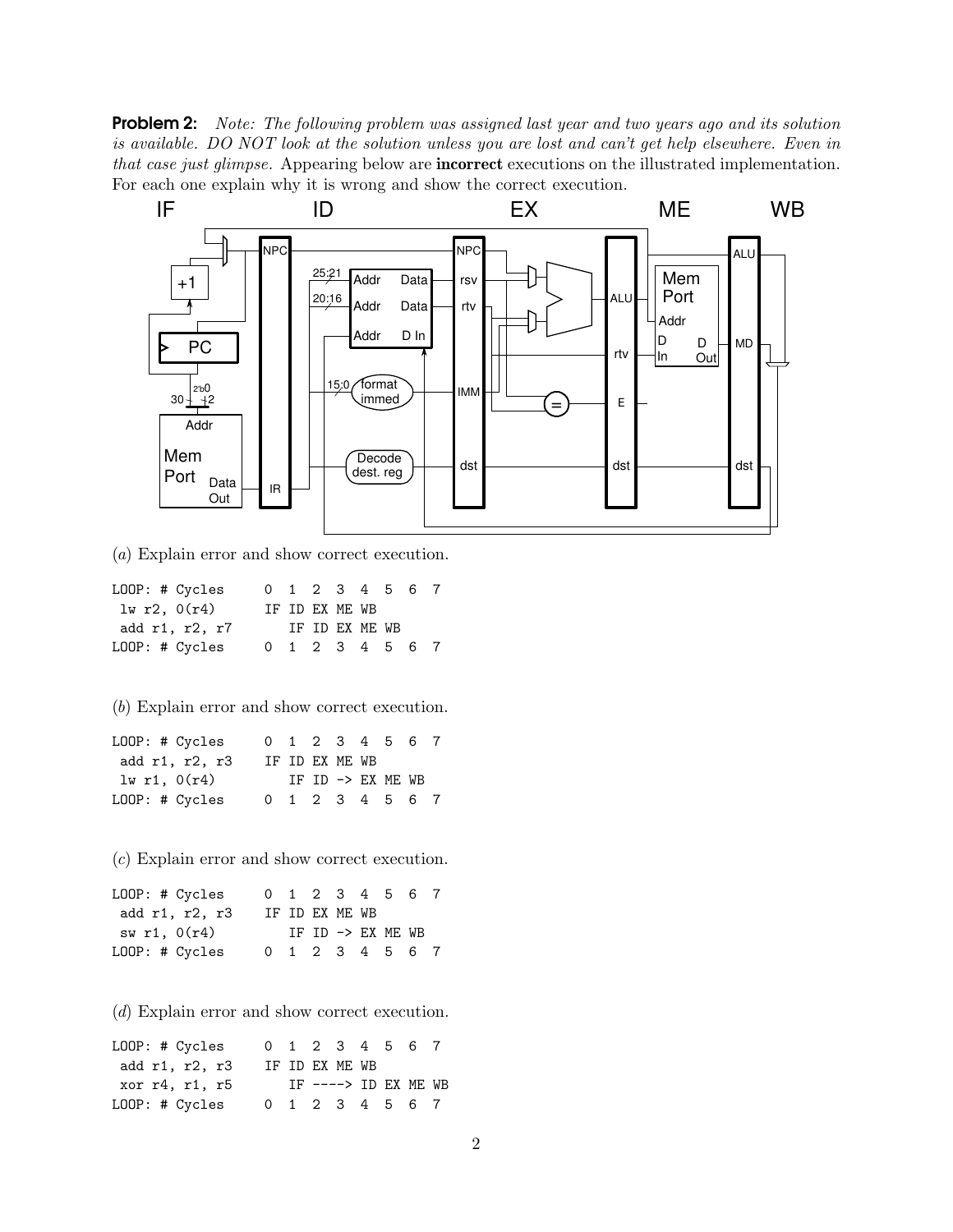**Problem 2:** *Note: The following problem was assigned last year and two years ago and its solution is available. DO NOT look at the solution unless you are lost and can't get help elsewhere. Even in that case just glimpse.* Appearing below are **incorrect** executions on the illustrated implementation. For each one explain why it is wrong and show the correct execution.

(*a*) Explain error and show correct execution.

```
LOOP: # Cycles     0  1  2  3  4  5  6  7
 lw r2, 0(r4)      IF ID EX ME WB
 add r1, r2, r7       IF ID EX ME WB
LOOP: # Cycles     0  1  2  3  4  5  6  7
```

(*b*) Explain error and show correct execution.

```
LOOP: # Cycles     0  1  2  3  4  5  6  7
 add r1, r2, r3    IF ID EX ME WB
 lw r1, 0(r4)         IF ID -> EX ME WB
LOOP: # Cycles     0  1  2  3  4  5  6  7
```

(*c*) Explain error and show correct execution.

```
LOOP: # Cycles     0  1  2  3  4  5  6  7
 add r1, r2, r3    IF ID EX ME WB
 sw r1, 0(r4)         IF ID -> EX ME WB
LOOP: # Cycles     0  1  2  3  4  5  6  7
```

(*d*) Explain error and show correct execution.

```
LOOP: # Cycles     0  1  2  3  4  5  6  7
 add r1, r2, r3    IF ID EX ME WB
 xor r4, r1, r5       IF ----> ID EX ME WB
LOOP: # Cycles     0  1  2  3  4  5  6  7
```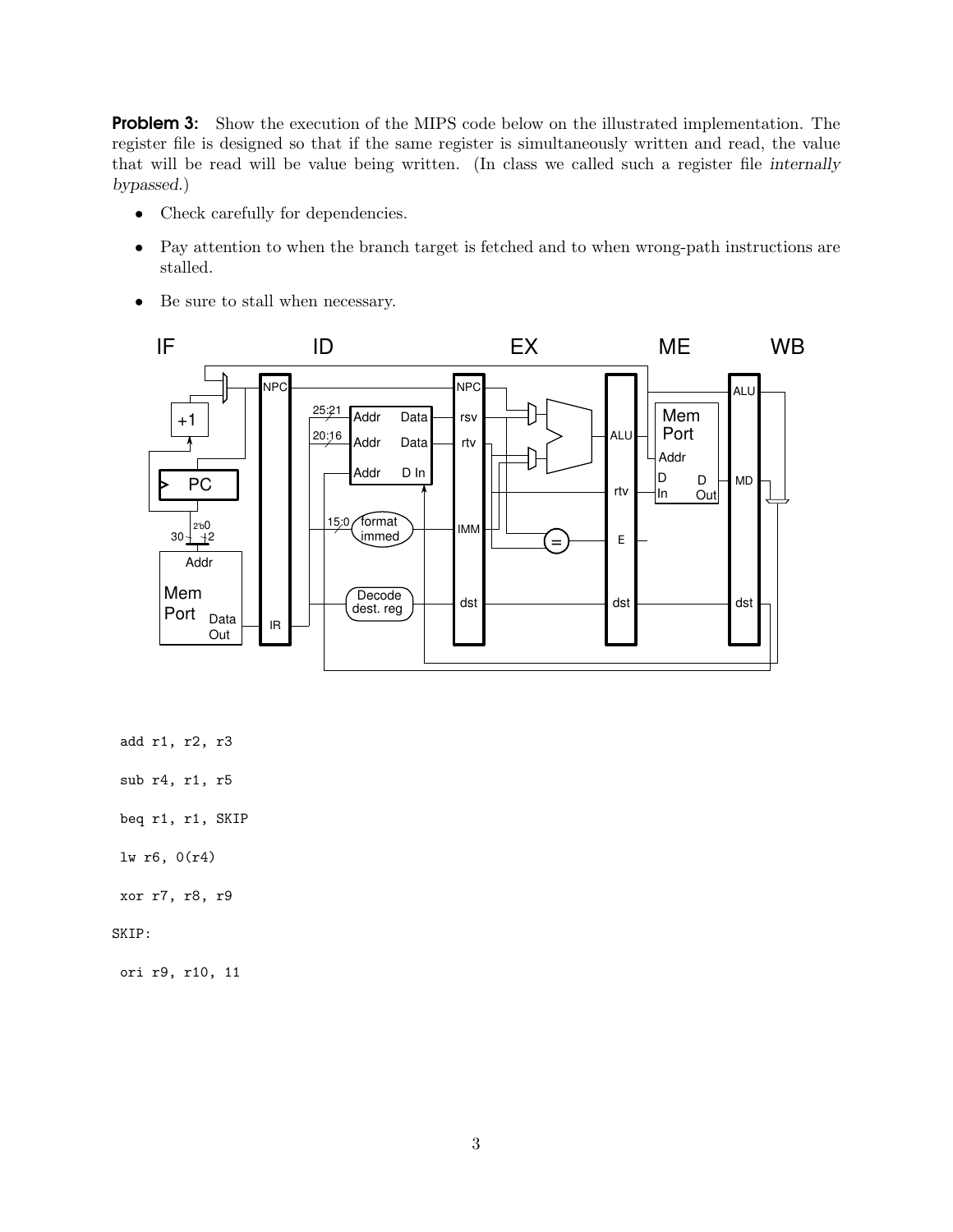**Problem 3:** Show the execution of the MIPS code below on the illustrated implementation. The register file is designed so that if the same register is simultaneously written and read, the value that will be read will be value being written. (In class we called such a register file *internally bypassed*.)

- Check carefully for dependencies.
- Pay attention to when the branch target is fetched and to when wrong-path instructions are stalled.
- Be sure to stall when necessary.

IF ID EX ME WB

NPC
+1
PC
30 2'b0 2
Addr
Mem Port Data Out
IR
25:21
20:16
Addr Data
Addr Data
Addr D In
15:0 format immed
Decode dest. reg
NPC
rsv
rtv
IMM
dst
=
ALU
rtv
E
dst
Mem Port
Addr
D In
D Out
ALU
MD
dst

```
add r1, r2, r3

sub r4, r1, r5

beq r1, r1, SKIP

lw r6, 0(r4)

xor r7, r8, r9

SKIP:

ori r9, r10, 11
```